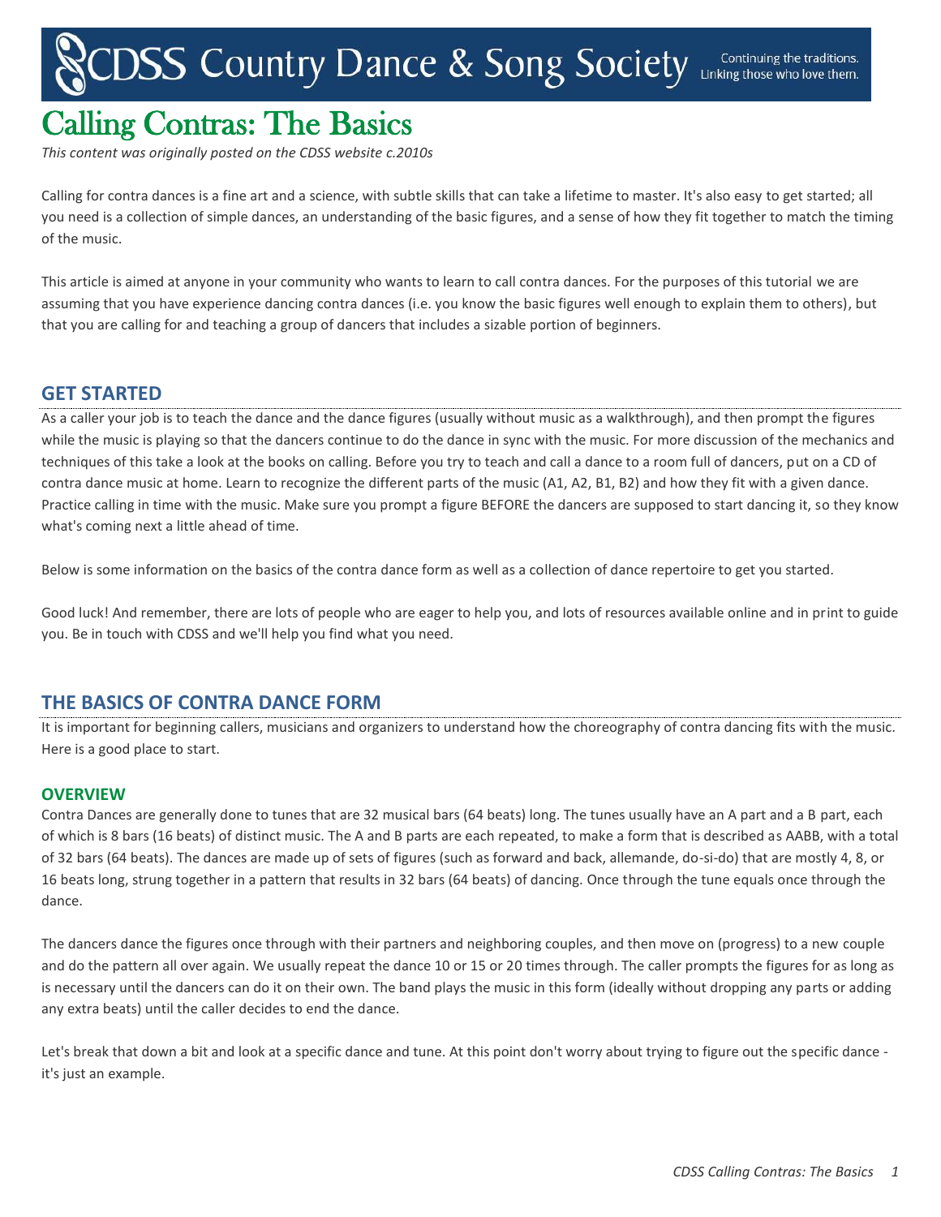# Calling Contras: The Basics

*This content was originally posted on the CDSS website c.2010s*

Calling for contra dances is a fine art and a science, with subtle skills that can take a lifetime to master. It's also easy to get started; all you need is a collection of simple dances, an understanding of the basic figures, and a sense of how they fit together to match the timing of the music.

This article is aimed at anyone in your community who wants to learn to call contra dances. For the purposes of this tutorial we are assuming that you have experience dancing contra dances (i.e. you know the basic figures well enough to explain them to others), but that you are calling for and teaching a group of dancers that includes a sizable portion of beginners.

## GET STARTED

As a caller your job is to teach the dance and the dance figures (usually without music as a walkthrough), and then prompt the figures while the music is playing so that the dancers continue to do the dance in sync with the music. For more discussion of the mechanics and techniques of this take a look at the books on calling. Before you try to teach and call a dance to a room full of dancers, put on a CD of contra dance music at home. Learn to recognize the different parts of the music (A1, A2, B1, B2) and how they fit with a given dance. Practice calling in time with the music. Make sure you prompt a figure BEFORE the dancers are supposed to start dancing it, so they know what's coming next a little ahead of time.

Below is some information on the basics of the contra dance form as well as a collection of dance repertoire to get you started.

Good luck! And remember, there are lots of people who are eager to help you, and lots of resources available online and in print to guide you. Be in touch with CDSS and we'll help you find what you need.

## THE BASICS OF CONTRA DANCE FORM

It is important for beginning callers, musicians and organizers to understand how the choreography of contra dancing fits with the music. Here is a good place to start.

### OVERVIEW

Contra Dances are generally done to tunes that are 32 musical bars (64 beats) long. The tunes usually have an A part and a B part, each of which is 8 bars (16 beats) of distinct music. The A and B parts are each repeated, to make a form that is described as AABB, with a total of 32 bars (64 beats). The dances are made up of sets of figures (such as forward and back, allemande, do-si-do) that are mostly 4, 8, or 16 beats long, strung together in a pattern that results in 32 bars (64 beats) of dancing. Once through the tune equals once through the dance.

The dancers dance the figures once through with their partners and neighboring couples, and then move on (progress) to a new couple and do the pattern all over again. We usually repeat the dance 10 or 15 or 20 times through. The caller prompts the figures for as long as is necessary until the dancers can do it on their own. The band plays the music in this form (ideally without dropping any parts or adding any extra beats) until the caller decides to end the dance.

Let's break that down a bit and look at a specific dance and tune. At this point don't worry about trying to figure out the specific dance - it's just an example.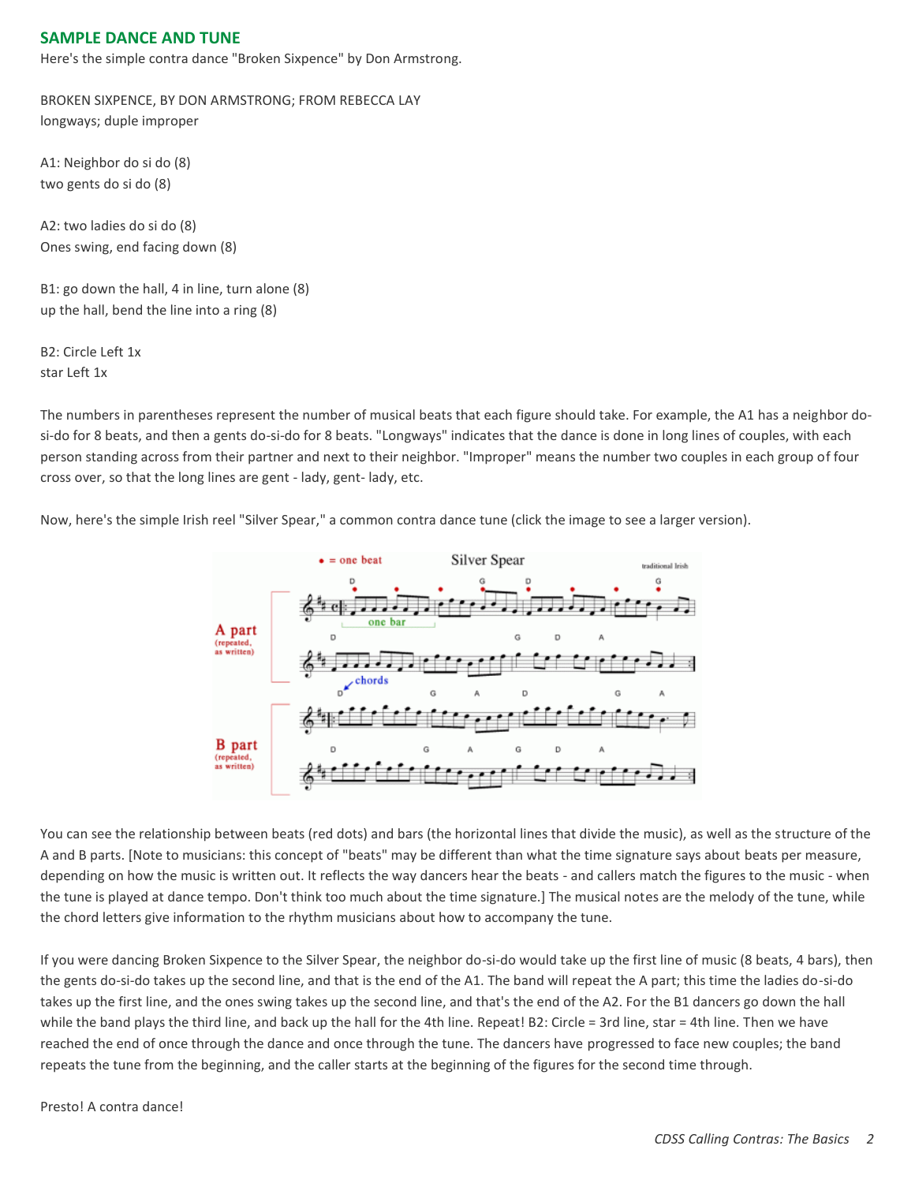## SAMPLE DANCE AND TUNE

Here's the simple contra dance "Broken Sixpence" by Don Armstrong.

BROKEN SIXPENCE, BY DON ARMSTRONG; FROM REBECCA LAY
longways; duple improper

A1: Neighbor do si do (8)
two gents do si do (8)

A2: two ladies do si do (8)
Ones swing, end facing down (8)

B1: go down the hall, 4 in line, turn alone (8)
up the hall, bend the line into a ring (8)

B2: Circle Left 1x
star Left 1x

The numbers in parentheses represent the number of musical beats that each figure should take. For example, the A1 has a neighbor do-si-do for 8 beats, and then a gents do-si-do for 8 beats. "Longways" indicates that the dance is done in long lines of couples, with each person standing across from their partner and next to their neighbor. "Improper" means the number two couples in each group of four cross over, so that the long lines are gent - lady, gent- lady, etc.

Now, here's the simple Irish reel "Silver Spear," a common contra dance tune (click the image to see a larger version).

You can see the relationship between beats (red dots) and bars (the horizontal lines that divide the music), as well as the structure of the A and B parts. [Note to musicians: this concept of "beats" may be different than what the time signature says about beats per measure, depending on how the music is written out. It reflects the way dancers hear the beats - and callers match the figures to the music - when the tune is played at dance tempo. Don't think too much about the time signature.] The musical notes are the melody of the tune, while the chord letters give information to the rhythm musicians about how to accompany the tune.

If you were dancing Broken Sixpence to the Silver Spear, the neighbor do-si-do would take up the first line of music (8 beats, 4 bars), then the gents do-si-do takes up the second line, and that is the end of the A1. The band will repeat the A part; this time the ladies do-si-do takes up the first line, and the ones swing takes up the second line, and that's the end of the A2. For the B1 dancers go down the hall while the band plays the third line, and back up the hall for the 4th line. Repeat! B2: Circle = 3rd line, star = 4th line. Then we have reached the end of once through the dance and once through the tune. The dancers have progressed to face new couples; the band repeats the tune from the beginning, and the caller starts at the beginning of the figures for the second time through.

Presto! A contra dance!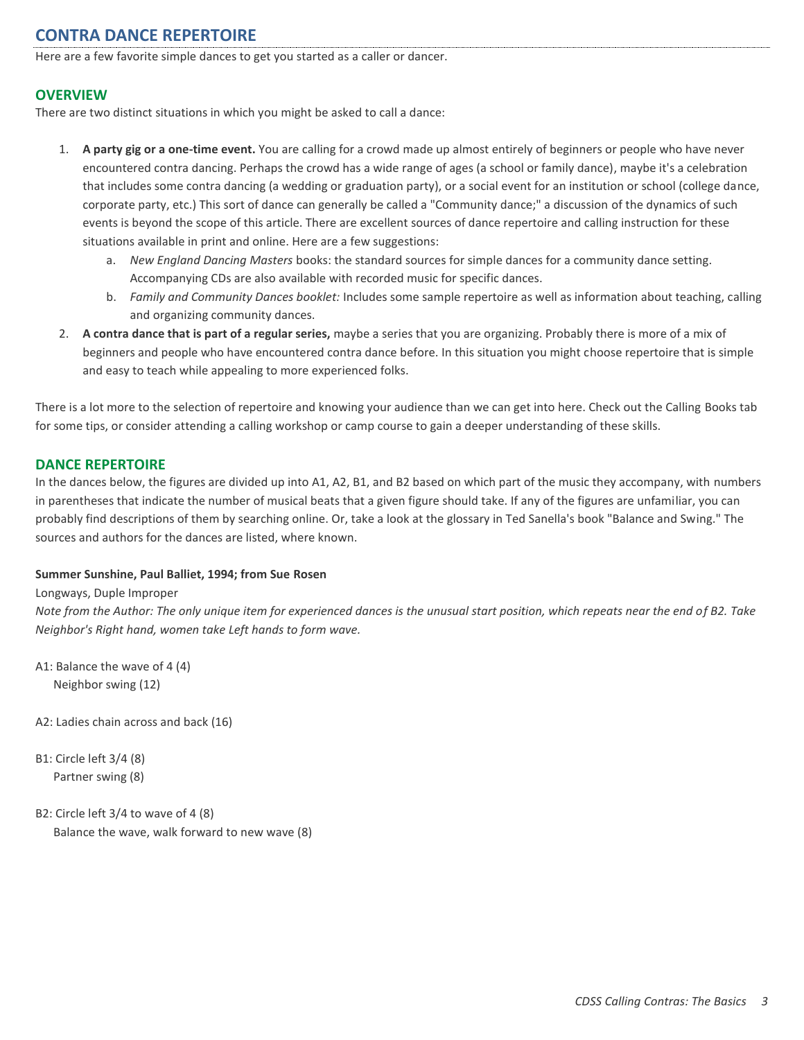# CONTRA DANCE REPERTOIRE

Here are a few favorite simple dances to get you started as a caller or dancer.

## OVERVIEW

There are two distinct situations in which you might be asked to call a dance:

1. **A party gig or a one-time event.** You are calling for a crowd made up almost entirely of beginners or people who have never encountered contra dancing. Perhaps the crowd has a wide range of ages (a school or family dance), maybe it's a celebration that includes some contra dancing (a wedding or graduation party), or a social event for an institution or school (college dance, corporate party, etc.) This sort of dance can generally be called a "Community dance;" a discussion of the dynamics of such events is beyond the scope of this article. There are excellent sources of dance repertoire and calling instruction for these situations available in print and online. Here are a few suggestions:
   a. *New England Dancing Masters* books: the standard sources for simple dances for a community dance setting. Accompanying CDs are also available with recorded music for specific dances.
   b. *Family and Community Dances booklet:* Includes some sample repertoire as well as information about teaching, calling and organizing community dances.
2. **A contra dance that is part of a regular series,** maybe a series that you are organizing. Probably there is more of a mix of beginners and people who have encountered contra dance before. In this situation you might choose repertoire that is simple and easy to teach while appealing to more experienced folks.

There is a lot more to the selection of repertoire and knowing your audience than we can get into here. Check out the Calling Books tab for some tips, or consider attending a calling workshop or camp course to gain a deeper understanding of these skills.

## DANCE REPERTOIRE

In the dances below, the figures are divided up into A1, A2, B1, and B2 based on which part of the music they accompany, with numbers in parentheses that indicate the number of musical beats that a given figure should take. If any of the figures are unfamiliar, you can probably find descriptions of them by searching online. Or, take a look at the glossary in Ted Sanella's book "Balance and Swing." The sources and authors for the dances are listed, where known.

**Summer Sunshine, Paul Balliet, 1994; from Sue Rosen**

Longways, Duple Improper

*Note from the Author: The only unique item for experienced dances is the unusual start position, which repeats near the end of B2. Take Neighbor's Right hand, women take Left hands to form wave.*

A1: Balance the wave of 4 (4)
Neighbor swing (12)

A2: Ladies chain across and back (16)

B1: Circle left 3/4 (8)
Partner swing (8)

B2: Circle left 3/4 to wave of 4 (8)
Balance the wave, walk forward to new wave (8)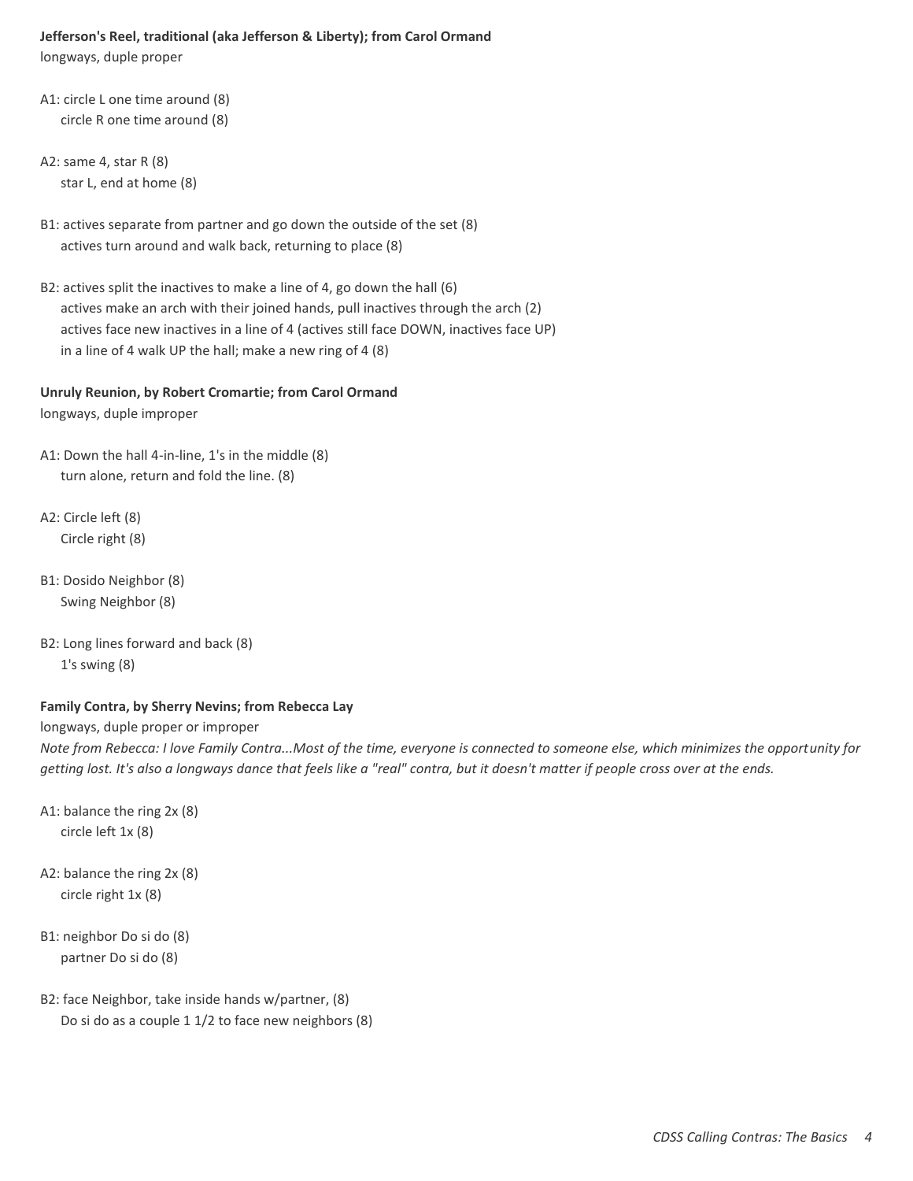**Jefferson's Reel, traditional (aka Jefferson & Liberty); from Carol Ormand**
longways, duple proper

A1: circle L one time around (8)
circle R one time around (8)

A2: same 4, star R (8)
star L, end at home (8)

B1: actives separate from partner and go down the outside of the set (8)
actives turn around and walk back, returning to place (8)

B2: actives split the inactives to make a line of 4, go down the hall (6)
actives make an arch with their joined hands, pull inactives through the arch (2)
actives face new inactives in a line of 4 (actives still face DOWN, inactives face UP)
in a line of 4 walk UP the hall; make a new ring of 4 (8)

**Unruly Reunion, by Robert Cromartie; from Carol Ormand**
longways, duple improper

A1: Down the hall 4-in-line, 1's in the middle (8)
turn alone, return and fold the line. (8)

A2: Circle left (8)
Circle right (8)

B1: Dosido Neighbor (8)
Swing Neighbor (8)

B2: Long lines forward and back (8)
1's swing (8)

**Family Contra, by Sherry Nevins; from Rebecca Lay**
longways, duple proper or improper
*Note from Rebecca: I love Family Contra...Most of the time, everyone is connected to someone else, which minimizes the opportunity for getting lost. It's also a longways dance that feels like a "real" contra, but it doesn't matter if people cross over at the ends.*

A1: balance the ring 2x (8)
circle left 1x (8)

A2: balance the ring 2x (8)
circle right 1x (8)

B1: neighbor Do si do (8)
partner Do si do (8)

B2: face Neighbor, take inside hands w/partner, (8)
Do si do as a couple 1 1/2 to face new neighbors (8)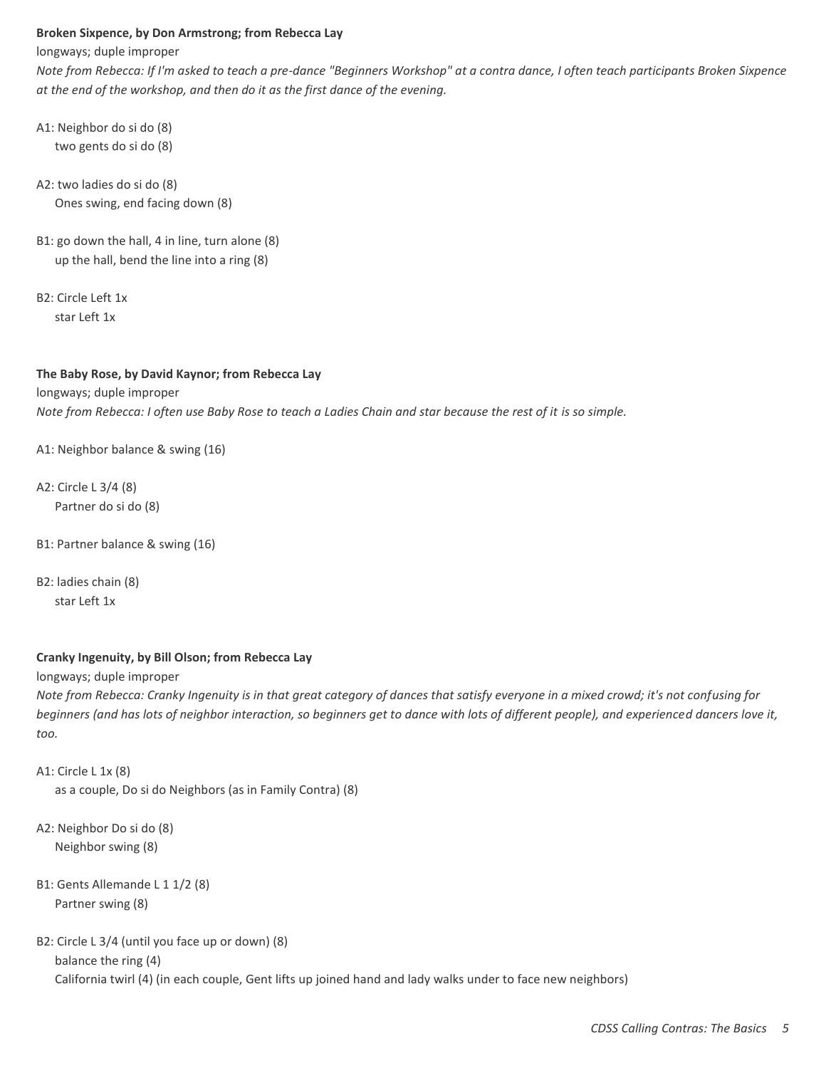**Broken Sixpence, by Don Armstrong; from Rebecca Lay**

longways; duple improper

*Note from Rebecca: If I'm asked to teach a pre-dance "Beginners Workshop" at a contra dance, I often teach participants Broken Sixpence at the end of the workshop, and then do it as the first dance of the evening.*

A1: Neighbor do si do (8)
two gents do si do (8)

A2: two ladies do si do (8)
Ones swing, end facing down (8)

B1: go down the hall, 4 in line, turn alone (8)
up the hall, bend the line into a ring (8)

B2: Circle Left 1x
star Left 1x

**The Baby Rose, by David Kaynor; from Rebecca Lay**

longways; duple improper

*Note from Rebecca: I often use Baby Rose to teach a Ladies Chain and star because the rest of it is so simple.*

A1: Neighbor balance & swing (16)

A2: Circle L 3/4 (8)
Partner do si do (8)

B1: Partner balance & swing (16)

B2: ladies chain (8)
star Left 1x

**Cranky Ingenuity, by Bill Olson; from Rebecca Lay**

longways; duple improper

*Note from Rebecca: Cranky Ingenuity is in that great category of dances that satisfy everyone in a mixed crowd; it's not confusing for beginners (and has lots of neighbor interaction, so beginners get to dance with lots of different people), and experienced dancers love it, too.*

A1: Circle L 1x (8)
as a couple, Do si do Neighbors (as in Family Contra) (8)

A2: Neighbor Do si do (8)
Neighbor swing (8)

B1: Gents Allemande L 1 1/2 (8)
Partner swing (8)

B2: Circle L 3/4 (until you face up or down) (8)
balance the ring (4)
California twirl (4) (in each couple, Gent lifts up joined hand and lady walks under to face new neighbors)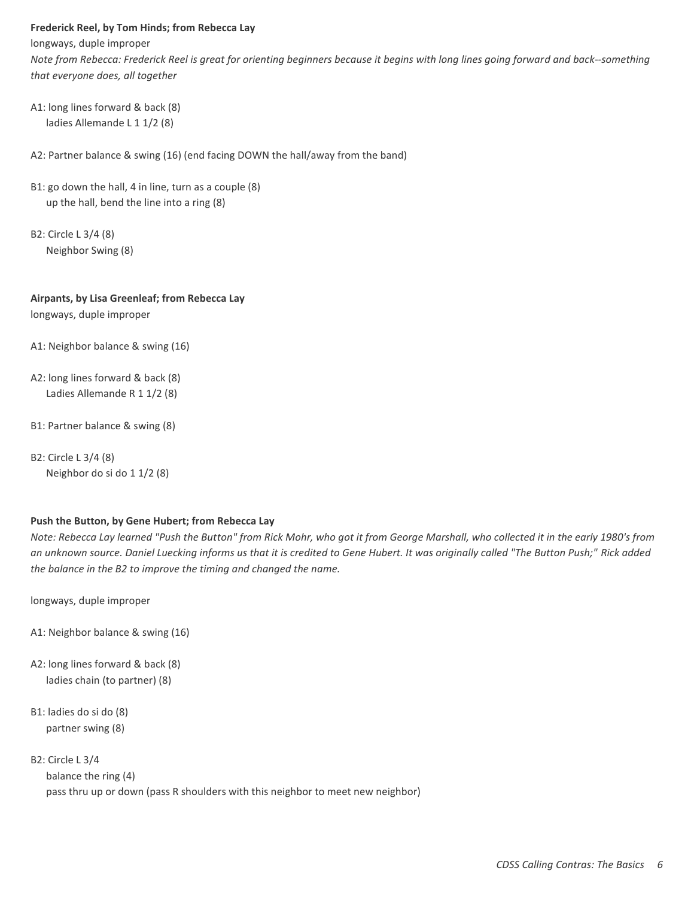**Frederick Reel, by Tom Hinds; from Rebecca Lay**

longways, duple improper

*Note from Rebecca: Frederick Reel is great for orienting beginners because it begins with long lines going forward and back--something that everyone does, all together*

A1: long lines forward & back (8)
   ladies Allemande L 1 1/2 (8)

A2: Partner balance & swing (16) (end facing DOWN the hall/away from the band)

B1: go down the hall, 4 in line, turn as a couple (8)
   up the hall, bend the line into a ring (8)

B2: Circle L 3/4 (8)
   Neighbor Swing (8)

**Airpants, by Lisa Greenleaf; from Rebecca Lay**

longways, duple improper

A1: Neighbor balance & swing (16)

A2: long lines forward & back (8)
   Ladies Allemande R 1 1/2 (8)

B1: Partner balance & swing (8)

B2: Circle L 3/4 (8)
   Neighbor do si do 1 1/2 (8)

**Push the Button, by Gene Hubert; from Rebecca Lay**

*Note: Rebecca Lay learned "Push the Button" from Rick Mohr, who got it from George Marshall, who collected it in the early 1980's from an unknown source. Daniel Luecking informs us that it is credited to Gene Hubert. It was originally called "The Button Push;" Rick added the balance in the B2 to improve the timing and changed the name.*

longways, duple improper

A1: Neighbor balance & swing (16)

A2: long lines forward & back (8)
   ladies chain (to partner) (8)

B1: ladies do si do (8)
   partner swing (8)

B2: Circle L 3/4
   balance the ring (4)
   pass thru up or down (pass R shoulders with this neighbor to meet new neighbor)